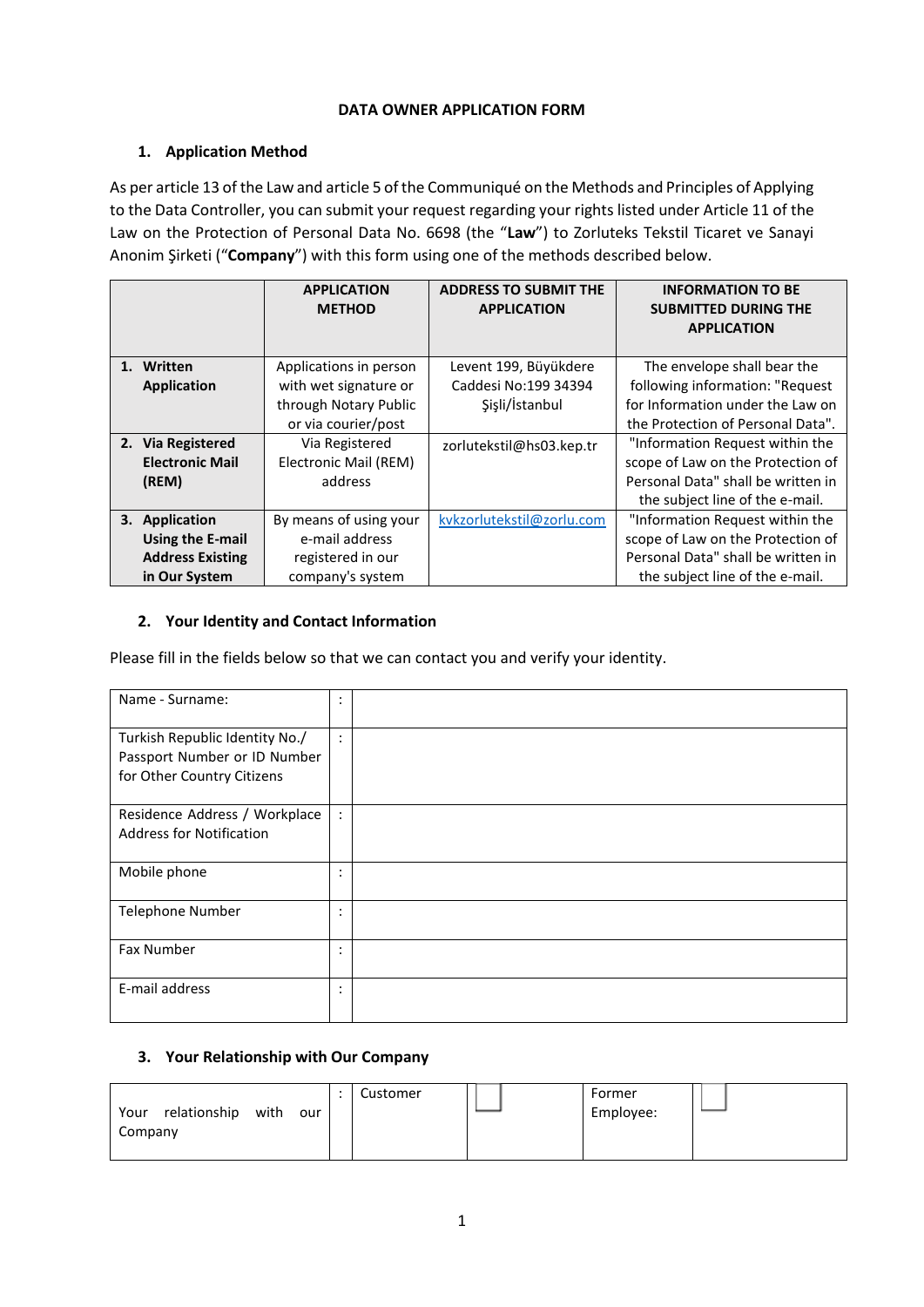# DATA OWNER APPLICATION FORM

## 1. Application Method

As per article 13 of the Law and article 5 of the Communiqué on the Methods and Principles of Applying to the Data Controller, you can submit your request regarding your rights listed under Article 11 of the Law on the Protection of Personal Data No. 6698 (the "**Law**") to Zorluteks Tekstil Ticaret ve Sanayi Anonim Şirketi ("**Company**") with this form using one of the methods described below.

| | APPLICATION METHOD | ADDRESS TO SUBMIT THE APPLICATION | INFORMATION TO BE SUBMITTED DURING THE APPLICATION |
|---|---|---|---|
| **1. Written Application** | Applications in person with wet signature or through Notary Public or via courier/post | Levent 199, Büyükdere Caddesi No:199 34394 Şişli/İstanbul | The envelope shall bear the following information: "Request for Information under the Law on the Protection of Personal Data". |
| **2. Via Registered Electronic Mail (REM)** | Via Registered Electronic Mail (REM) address | zorlutekstil@hs03.kep.tr | "Information Request within the scope of Law on the Protection of Personal Data" shall be written in the subject line of the e-mail. |
| **3. Application Using the E-mail Address Existing in Our System** | By means of using your e-mail address registered in our company's system | kvkzorlutekstil@zorlu.com | "Information Request within the scope of Law on the Protection of Personal Data" shall be written in the subject line of the e-mail. |

## 2. Your Identity and Contact Information

Please fill in the fields below so that we can contact you and verify your identity.

| | | |
|---|---|---|
| Name - Surname: | : | |
| Turkish Republic Identity No./ Passport Number or ID Number for Other Country Citizens | : | |
| Residence Address / Workplace Address for Notification | : | |
| Mobile phone | : | |
| Telephone Number | : | |
| Fax Number | : | |
| E-mail address | : | |

## 3. Your Relationship with Our Company

| | | | | | |
|---|---|---|---|---|---|
| Your relationship with our Company | : | Customer | ☐ | Former Employee: | ☐ |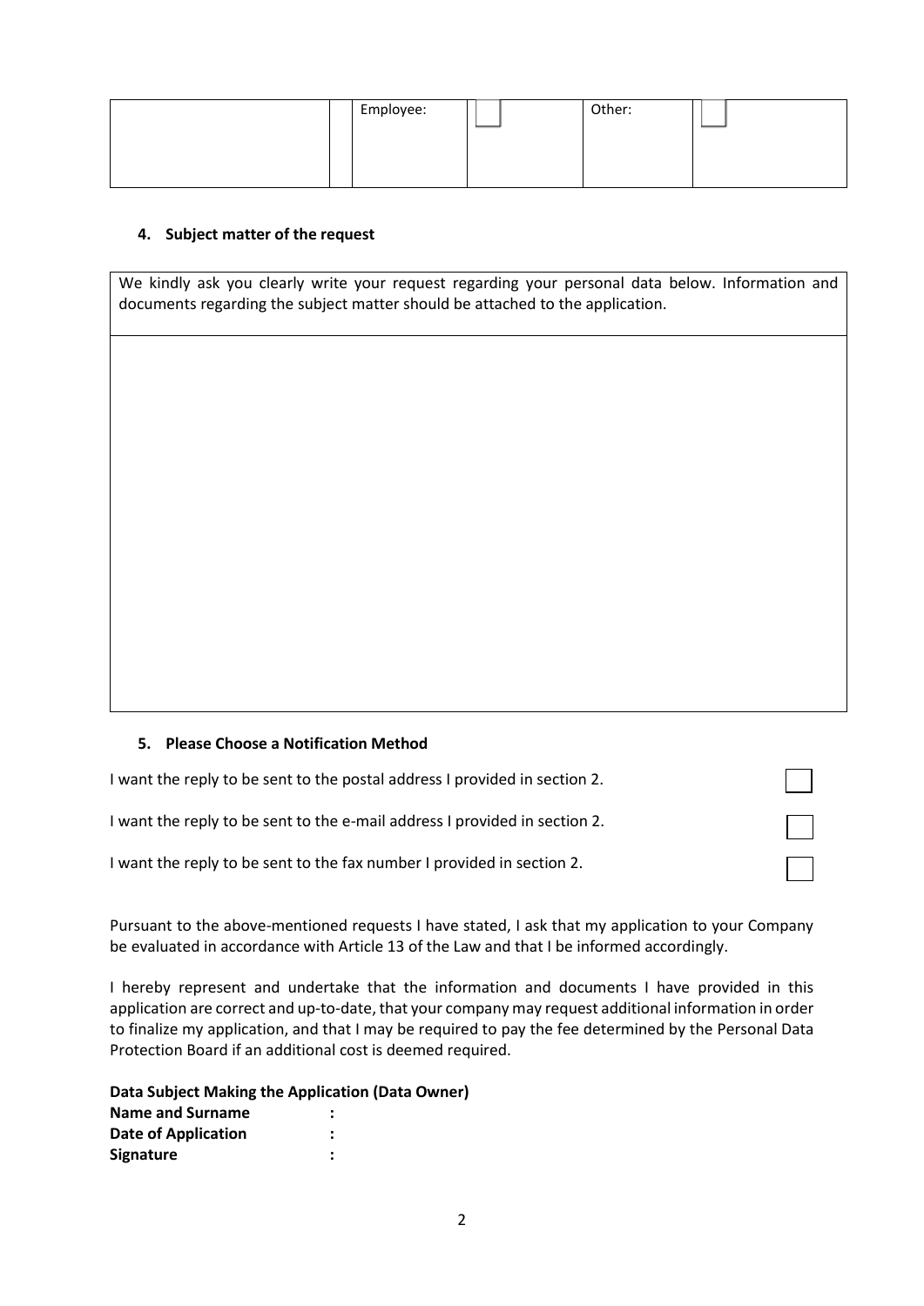| | | | | | |
|---|---|---|---|---|---|
| | | Employee: | ☐ | Other: | ☐ |

### 4. Subject matter of the request

| We kindly ask you clearly write your request regarding your personal data below. Information and documents regarding the subject matter should be attached to the application. |
|---|
| |

### 5. Please Choose a Notification Method

I want the reply to be sent to the postal address I provided in section 2. ☐

I want the reply to be sent to the e-mail address I provided in section 2. ☐

I want the reply to be sent to the fax number I provided in section 2. ☐

Pursuant to the above-mentioned requests I have stated, I ask that my application to your Company be evaluated in accordance with Article 13 of the Law and that I be informed accordingly.

I hereby represent and undertake that the information and documents I have provided in this application are correct and up-to-date, that your company may request additional information in order to finalize my application, and that I may be required to pay the fee determined by the Personal Data Protection Board if an additional cost is deemed required.

**Data Subject Making the Application (Data Owner)**

**Name and Surname** :

**Date of Application** :

**Signature** :